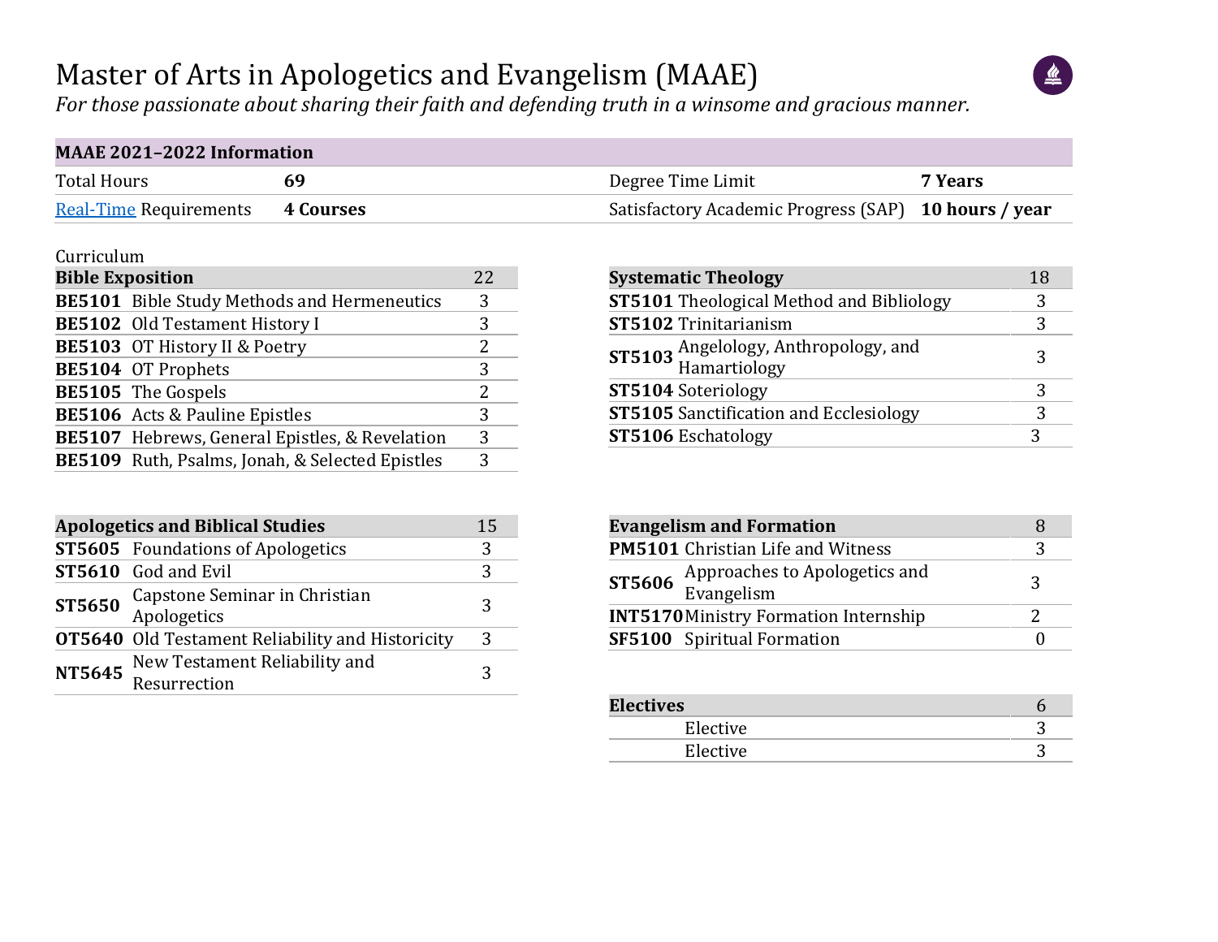# Master of Arts in Apologetics and Evangelism (MAAE)

*For those passionate about sharing their faith and defending truth in a winsome and gracious manner.*

| **MAAE 2021–2022 Information** | | | |
|---|---|---|---|
| Total Hours | **69** | Degree Time Limit | **7 Years** |
| Real-Time Requirements | **4 Courses** | Satisfactory Academic Progress (SAP) | **10 hours / year** |

Curriculum

| **Bible Exposition** | | 22 |
|---|---|---|
| **BE5101** | Bible Study Methods and Hermeneutics | 3 |
| **BE5102** | Old Testament History I | 3 |
| **BE5103** | OT History II & Poetry | 2 |
| **BE5104** | OT Prophets | 3 |
| **BE5105** | The Gospels | 2 |
| **BE5106** | Acts & Pauline Epistles | 3 |
| **BE5107** | Hebrews, General Epistles, & Revelation | 3 |
| **BE5109** | Ruth, Psalms, Jonah, & Selected Epistles | 3 |

| **Systematic Theology** | | 18 |
|---|---|---|
| **ST5101** | Theological Method and Bibliology | 3 |
| **ST5102** | Trinitarianism | 3 |
| **ST5103** | Angelology, Anthropology, and Hamartiology | 3 |
| **ST5104** | Soteriology | 3 |
| **ST5105** | Sanctification and Ecclesiology | 3 |
| **ST5106** | Eschatology | 3 |

| **Apologetics and Biblical Studies** | | 15 |
|---|---|---|
| **ST5605** | Foundations of Apologetics | 3 |
| **ST5610** | God and Evil | 3 |
| **ST5650** | Capstone Seminar in Christian Apologetics | 3 |
| **OT5640** | Old Testament Reliability and Historicity | 3 |
| **NT5645** | New Testament Reliability and Resurrection | 3 |

| **Evangelism and Formation** | | 8 |
|---|---|---|
| **PM5101** | Christian Life and Witness | 3 |
| **ST5606** | Approaches to Apologetics and Evangelism | 3 |
| **INT5170** | Ministry Formation Internship | 2 |
| **SF5100** | Spiritual Formation | 0 |

| **Electives** | | 6 |
|---|---|---|
| | Elective | 3 |
| | Elective | 3 |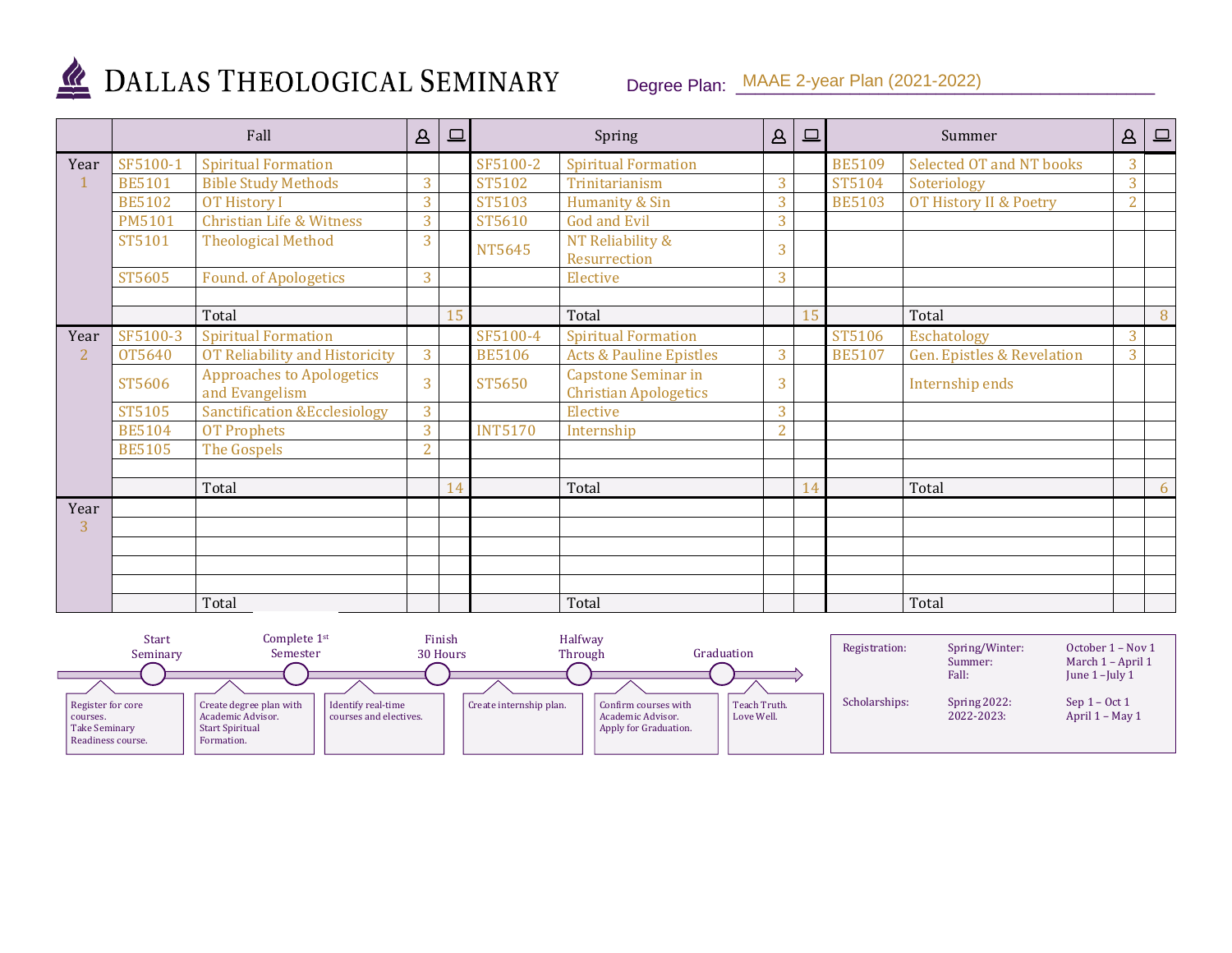# DALLAS THEOLOGICAL SEMINARY

Degree Plan: MAAE 2-year Plan (2021-2022)

| | Fall | | In-person | Online | Spring | | In-person | Online | Summer | | In-person | Online |
|---|---|---|---|---|---|---|---|---|---|---|---|---|
| Year 1 | SF5100-1 | Spiritual Formation | | | SF5100-2 | Spiritual Formation | | | BE5109 | Selected OT and NT books | 3 | |
| | BE5101 | Bible Study Methods | 3 | | ST5102 | Trinitarianism | 3 | | ST5104 | Soteriology | 3 | |
| | BE5102 | OT History I | 3 | | ST5103 | Humanity & Sin | 3 | | BE5103 | OT History II & Poetry | 2 | |
| | PM5101 | Christian Life & Witness | 3 | | ST5610 | God and Evil | 3 | | | | | |
| | ST5101 | Theological Method | 3 | | NT5645 | NT Reliability & Resurrection | 3 | | | | | |
| | ST5605 | Found. of Apologetics | 3 | | | Elective | 3 | | | | | |
| | | | | | | | | | | | | |
| | | Total | | 15 | | Total | | 15 | | Total | | 8 |
| Year 2 | SF5100-3 | Spiritual Formation | | | SF5100-4 | Spiritual Formation | | | ST5106 | Eschatology | 3 | |
| | OT5640 | OT Reliability and Historicity | 3 | | BE5106 | Acts & Pauline Epistles | 3 | | BE5107 | Gen. Epistles & Revelation | 3 | |
| | ST5606 | Approaches to Apologetics and Evangelism | 3 | | ST5650 | Capstone Seminar in Christian Apologetics | 3 | | | Internship ends | | |
| | ST5105 | Sanctification &Ecclesiology | 3 | | | Elective | 3 | | | | | |
| | BE5104 | OT Prophets | 3 | | INT5170 | Internship | 2 | | | | | |
| | BE5105 | The Gospels | 2 | | | | | | | | | |
| | | | | | | | | | | | | |
| | | Total | | 14 | | Total | | 14 | | Total | | 6 |
| Year 3 | | | | | | | | | | | | |
| | | | | | | | | | | | | |
| | | | | | | | | | | | | |
| | | | | | | | | | | | | |
| | | | | | | | | | | | | |
| | | Total | | | | Total | | | | Total | | |

**Start Seminary** — Register for core courses. Take Seminary Readiness course.

**Complete 1st Semester** — Create degree plan with Academic Advisor. Start Spiritual Formation.

Identify real-time courses and electives.

**Finish 30 Hours** — Create internship plan.

**Halfway Through** — Confirm courses with Academic Advisor. Apply for Graduation.

**Graduation** — Teach Truth. Love Well.

| | | |
|---|---|---|
| Registration: | Spring/Winter: | October 1 – Nov 1 |
| | Summer: | March 1 – April 1 |
| | Fall: | June 1 –July 1 |
| Scholarships: | Spring 2022: | Sep 1 – Oct 1 |
| | 2022-2023: | April 1 – May 1 |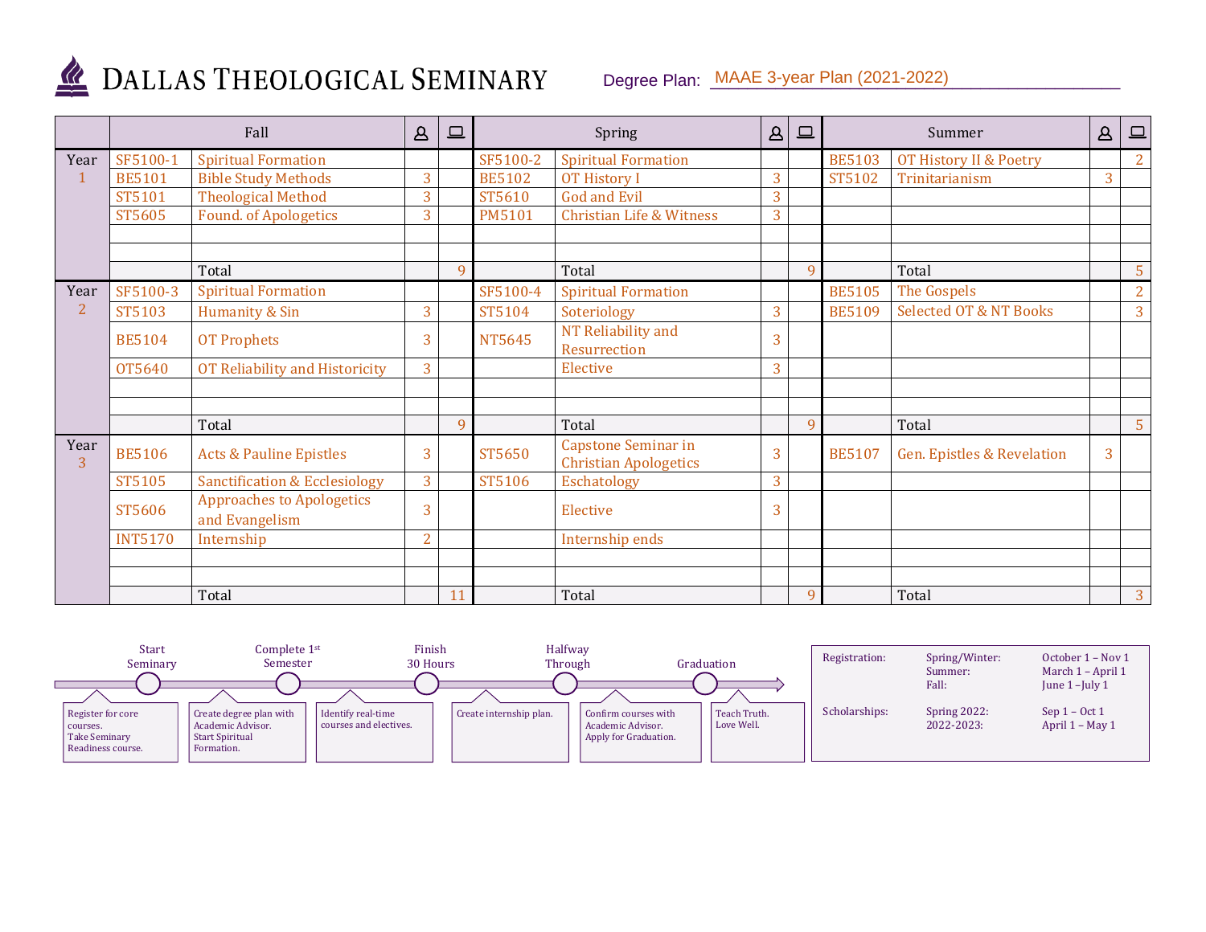# DALLAS THEOLOGICAL SEMINARY

Degree Plan: MAAE 3-year Plan (2021-2022)

| | Fall | | In-person | Online | Spring | | In-person | Online | Summer | | In-person | Online |
|---|---|---|---|---|---|---|---|---|---|---|---|---|
| Year 1 | SF5100-1 | Spiritual Formation | | | SF5100-2 | Spiritual Formation | | | BE5103 | OT History II & Poetry | | 2 |
| | BE5101 | Bible Study Methods | 3 | | BE5102 | OT History I | 3 | | ST5102 | Trinitarianism | 3 | |
| | ST5101 | Theological Method | 3 | | ST5610 | God and Evil | 3 | | | | | |
| | ST5605 | Found. of Apologetics | 3 | | PM5101 | Christian Life & Witness | 3 | | | | | |
| | | | | | | | | | | | | |
| | | | | | | | | | | | | |
| | | Total | | 9 | | Total | | 9 | | Total | | 5 |
| Year 2 | SF5100-3 | Spiritual Formation | | | SF5100-4 | Spiritual Formation | | | BE5105 | The Gospels | | 2 |
| | ST5103 | Humanity & Sin | 3 | | ST5104 | Soteriology | 3 | | BE5109 | Selected OT & NT Books | | 3 |
| | BE5104 | OT Prophets | 3 | | NT5645 | NT Reliability and Resurrection | 3 | | | | | |
| | OT5640 | OT Reliability and Historicity | 3 | | | Elective | 3 | | | | | |
| | | | | | | | | | | | | |
| | | | | | | | | | | | | |
| | | Total | | 9 | | Total | | 9 | | Total | | 5 |
| Year 3 | BE5106 | Acts & Pauline Epistles | 3 | | ST5650 | Capstone Seminar in Christian Apologetics | 3 | | BE5107 | Gen. Epistles & Revelation | 3 | |
| | ST5105 | Sanctification & Ecclesiology | 3 | | ST5106 | Eschatology | 3 | | | | | |
| | ST5606 | Approaches to Apologetics and Evangelism | 3 | | | Elective | 3 | | | | | |
| | INT5170 | Internship | 2 | | | Internship ends | | | | | | |
| | | | | | | | | | | | | |
| | | | | | | | | | | | | |
| | | Total | | 11 | | Total | | 9 | | Total | | 3 |

**Start Seminary** – Register for core courses. Take Seminary Readiness course.

**Complete 1st Semester** – Create degree plan with Academic Advisor. Start Spiritual Formation.

**Finish 30 Hours** – Identify real-time courses and electives.

**Halfway Through** – Create internship plan.

Confirm courses with Academic Advisor. Apply for Graduation.

**Graduation** – Teach Truth. Love Well.

| | | |
|---|---|---|
| Registration: | Spring/Winter: | October 1 – Nov 1 |
| | Summer: | March 1 – April 1 |
| | Fall: | June 1 –July 1 |
| Scholarships: | Spring 2022: | Sep 1 – Oct 1 |
| | 2022-2023: | April 1 – May 1 |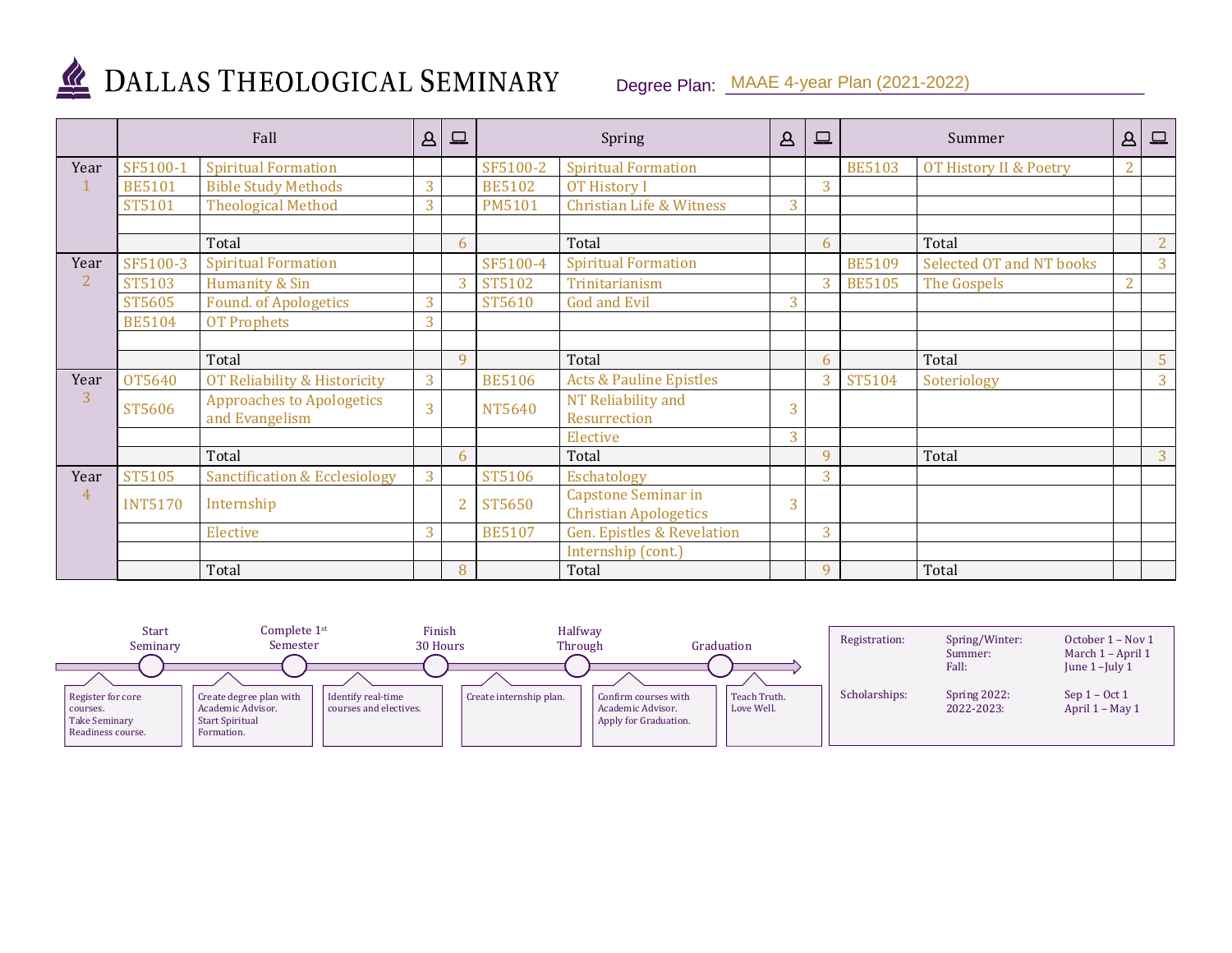# DALLAS THEOLOGICAL SEMINARY

Degree Plan: MAAE 4-year Plan (2021-2022)

| | Fall | | 👤 | 💻 | Spring | | 👤 | 💻 | Summer | | 👤 | 💻 |
|---|---|---|---|---|---|---|---|---|---|---|---|---|
| Year 1 | SF5100-1 | Spiritual Formation | | | SF5100-2 | Spiritual Formation | | | BE5103 | OT History II & Poetry | 2 | |
| | BE5101 | Bible Study Methods | 3 | | BE5102 | OT History I | | 3 | | | | |
| | ST5101 | Theological Method | 3 | | PM5101 | Christian Life & Witness | 3 | | | | | |
| | | | | | | | | | | | | |
| | | Total | | 6 | | Total | | 6 | | Total | | 2 |
| Year 2 | SF5100-3 | Spiritual Formation | | | SF5100-4 | Spiritual Formation | | | BE5109 | Selected OT and NT books | | 3 |
| | ST5103 | Humanity & Sin | | 3 | ST5102 | Trinitarianism | | 3 | BE5105 | The Gospels | 2 | |
| | ST5605 | Found. of Apologetics | 3 | | ST5610 | God and Evil | 3 | | | | | |
| | BE5104 | OT Prophets | 3 | | | | | | | | | |
| | | | | | | | | | | | | |
| | | Total | | 9 | | Total | | 6 | | Total | | 5 |
| Year 3 | OT5640 | OT Reliability & Historicity | 3 | | BE5106 | Acts & Pauline Epistles | | 3 | ST5104 | Soteriology | | 3 |
| | ST5606 | Approaches to Apologetics and Evangelism | 3 | | NT5640 | NT Reliability and Resurrection | 3 | | | | | |
| | | | | | | Elective | 3 | | | | | |
| | | Total | | 6 | | Total | | 9 | | Total | | 3 |
| Year 4 | ST5105 | Sanctification & Ecclesiology | 3 | | ST5106 | Eschatology | | 3 | | | | |
| | INT5170 | Internship | | 2 | ST5650 | Capstone Seminar in Christian Apologetics | 3 | | | | | |
| | | Elective | 3 | | BE5107 | Gen. Epistles & Revelation | | 3 | | | | |
| | | | | | | Internship (cont.) | | | | | | |
| | | Total | | 8 | | Total | | 9 | | Total | | |

**Start Seminary** — Register for core courses. Take Seminary Readiness course.

**Complete 1st Semester** — Create degree plan with Academic Advisor. Start Spiritual Formation.

**Finish 30 Hours** — Identify real-time courses and electives.

**Halfway Through** — Create internship plan.

**Graduation** — Confirm courses with Academic Advisor. Apply for Graduation.

Teach Truth. Love Well.

| | | |
|---|---|---|
| Registration: | Spring/Winter: | October 1 – Nov 1 |
| | Summer: | March 1 – April 1 |
| | Fall: | June 1 –July 1 |
| Scholarships: | Spring 2022: | Sep 1 – Oct 1 |
| | 2022-2023: | April 1 – May 1 |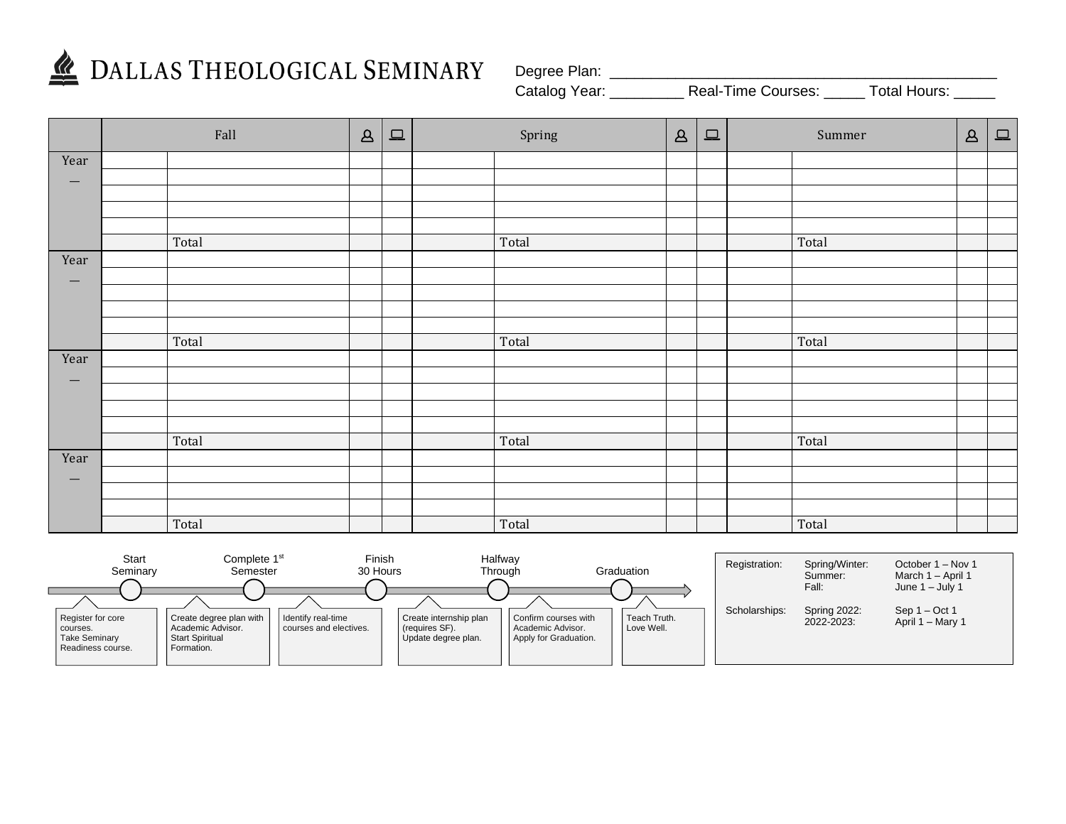# DALLAS THEOLOGICAL SEMINARY

Degree Plan: ____________________________________________

Catalog Year: _________ Real-Time Courses: _____ Total Hours: _____

| | Fall | | | | Spring | | | | Summer | | | |
|---|---|---|---|---|---|---|---|---|---|---|---|---|
| Year __ | | | | | | | | | | | | |
| | | | | | | | | | | | | |
| | | | | | | | | | | | | |
| | | | | | | | | | | | | |
| | | | | | | | | | | | | |
| | | Total | | | | Total | | | | Total | | |
| Year __ | | | | | | | | | | | | |
| | | | | | | | | | | | | |
| | | | | | | | | | | | | |
| | | | | | | | | | | | | |
| | | | | | | | | | | | | |
| | | Total | | | | Total | | | | Total | | |
| Year __ | | | | | | | | | | | | |
| | | | | | | | | | | | | |
| | | | | | | | | | | | | |
| | | | | | | | | | | | | |
| | | | | | | | | | | | | |
| | | Total | | | | Total | | | | Total | | |
| Year __ | | | | | | | | | | | | |
| | | | | | | | | | | | | |
| | | | | | | | | | | | | |
| | | | | | | | | | | | | |
| | | Total | | | | Total | | | | Total | | |

Start Seminary — Register for core courses. Take Seminary Readiness course.

Complete 1st Semester — Create degree plan with Academic Advisor. Start Spiritual Formation.

Finish 30 Hours — Identify real-time courses and electives.

Halfway Through — Create internship plan (requires SF). Update degree plan.

Confirm courses with Academic Advisor. Apply for Graduation.

Graduation — Teach Truth. Love Well.

| | | |
|---|---|---|
| Registration: | Spring/Winter: | October 1 – Nov 1 |
| | Summer: | March 1 – April 1 |
| | Fall: | June 1 – July 1 |
| Scholarships: | Spring 2022: | Sep 1 – Oct 1 |
| | 2022-2023: | April 1 – Mary 1 |